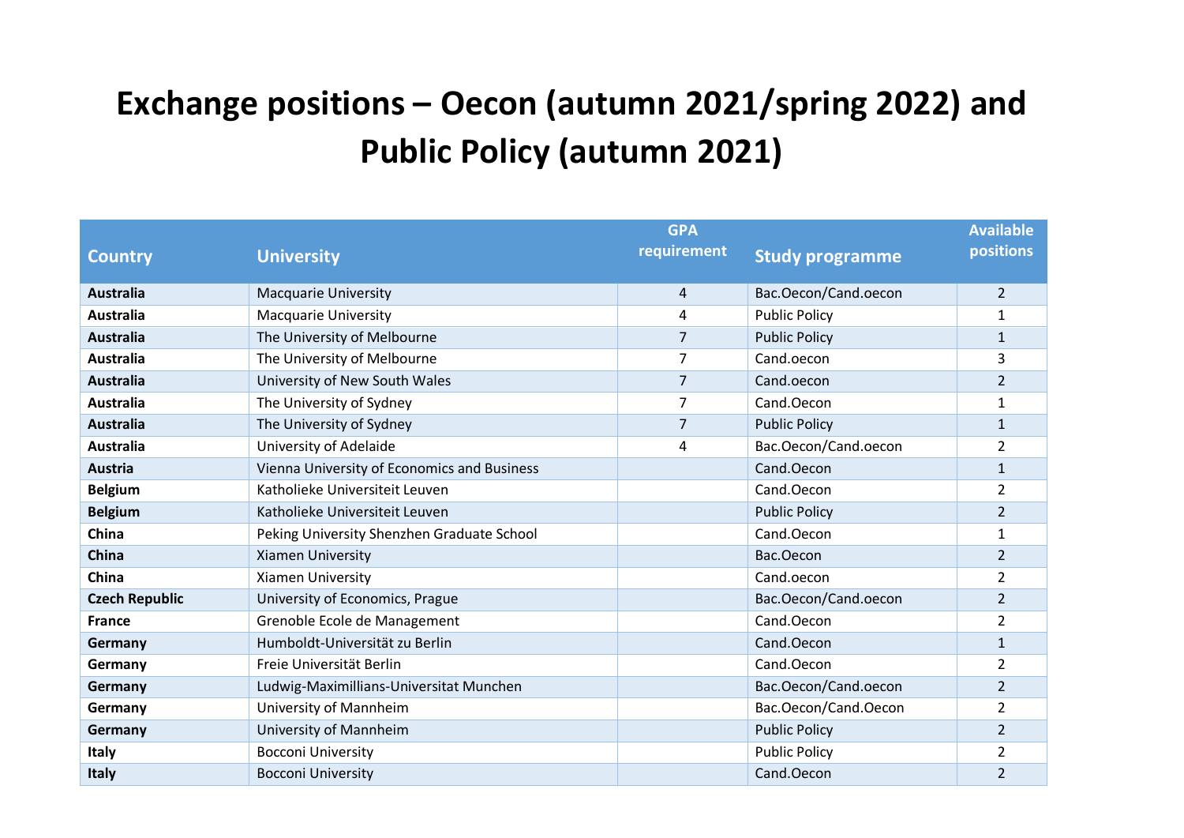# Exchange positions – Oecon (autumn 2021/spring 2022) and Public Policy (autumn 2021)

| Country | University | GPA requirement | Study programme | Available positions |
|---|---|---|---|---|
| **Australia** | Macquarie University | 4 | Bac.Oecon/Cand.oecon | 2 |
| **Australia** | Macquarie University | 4 | Public Policy | 1 |
| **Australia** | The University of Melbourne | 7 | Public Policy | 1 |
| **Australia** | The University of Melbourne | 7 | Cand.oecon | 3 |
| **Australia** | University of New South Wales | 7 | Cand.oecon | 2 |
| **Australia** | The University of Sydney | 7 | Cand.Oecon | 1 |
| **Australia** | The University of Sydney | 7 | Public Policy | 1 |
| **Australia** | University of Adelaide | 4 | Bac.Oecon/Cand.oecon | 2 |
| **Austria** | Vienna University of Economics and Business | | Cand.Oecon | 1 |
| **Belgium** | Katholieke Universiteit Leuven | | Cand.Oecon | 2 |
| **Belgium** | Katholieke Universiteit Leuven | | Public Policy | 2 |
| **China** | Peking University Shenzhen Graduate School | | Cand.Oecon | 1 |
| **China** | Xiamen University | | Bac.Oecon | 2 |
| **China** | Xiamen University | | Cand.oecon | 2 |
| **Czech Republic** | University of Economics, Prague | | Bac.Oecon/Cand.oecon | 2 |
| **France** | Grenoble Ecole de Management | | Cand.Oecon | 2 |
| **Germany** | Humboldt-Universität zu Berlin | | Cand.Oecon | 1 |
| **Germany** | Freie Universität Berlin | | Cand.Oecon | 2 |
| **Germany** | Ludwig-Maximillians-Universitat Munchen | | Bac.Oecon/Cand.oecon | 2 |
| **Germany** | University of Mannheim | | Bac.Oecon/Cand.Oecon | 2 |
| **Germany** | University of Mannheim | | Public Policy | 2 |
| **Italy** | Bocconi University | | Public Policy | 2 |
| **Italy** | Bocconi University | | Cand.Oecon | 2 |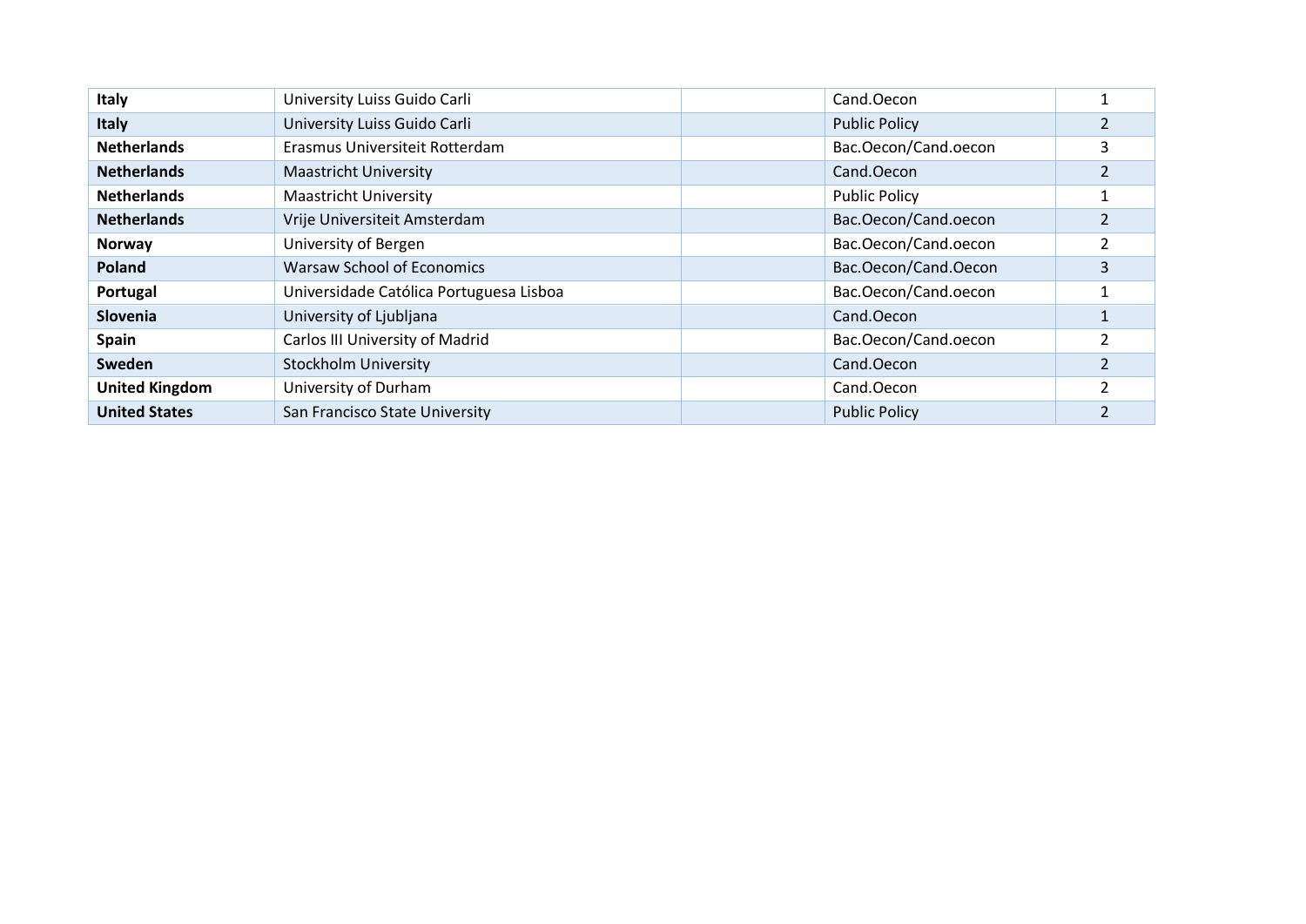| | | | | |
|---|---|---|---|---|
| **Italy** | University Luiss Guido Carli | | Cand.Oecon | 1 |
| **Italy** | University Luiss Guido Carli | | Public Policy | 2 |
| **Netherlands** | Erasmus Universiteit Rotterdam | | Bac.Oecon/Cand.oecon | 3 |
| **Netherlands** | Maastricht University | | Cand.Oecon | 2 |
| **Netherlands** | Maastricht University | | Public Policy | 1 |
| **Netherlands** | Vrije Universiteit Amsterdam | | Bac.Oecon/Cand.oecon | 2 |
| **Norway** | University of Bergen | | Bac.Oecon/Cand.oecon | 2 |
| **Poland** | Warsaw School of Economics | | Bac.Oecon/Cand.Oecon | 3 |
| **Portugal** | Universidade Católica Portuguesa Lisboa | | Bac.Oecon/Cand.oecon | 1 |
| **Slovenia** | University of Ljubljana | | Cand.Oecon | 1 |
| **Spain** | Carlos III University of Madrid | | Bac.Oecon/Cand.oecon | 2 |
| **Sweden** | Stockholm University | | Cand.Oecon | 2 |
| **United Kingdom** | University of Durham | | Cand.Oecon | 2 |
| **United States** | San Francisco State University | | Public Policy | 2 |